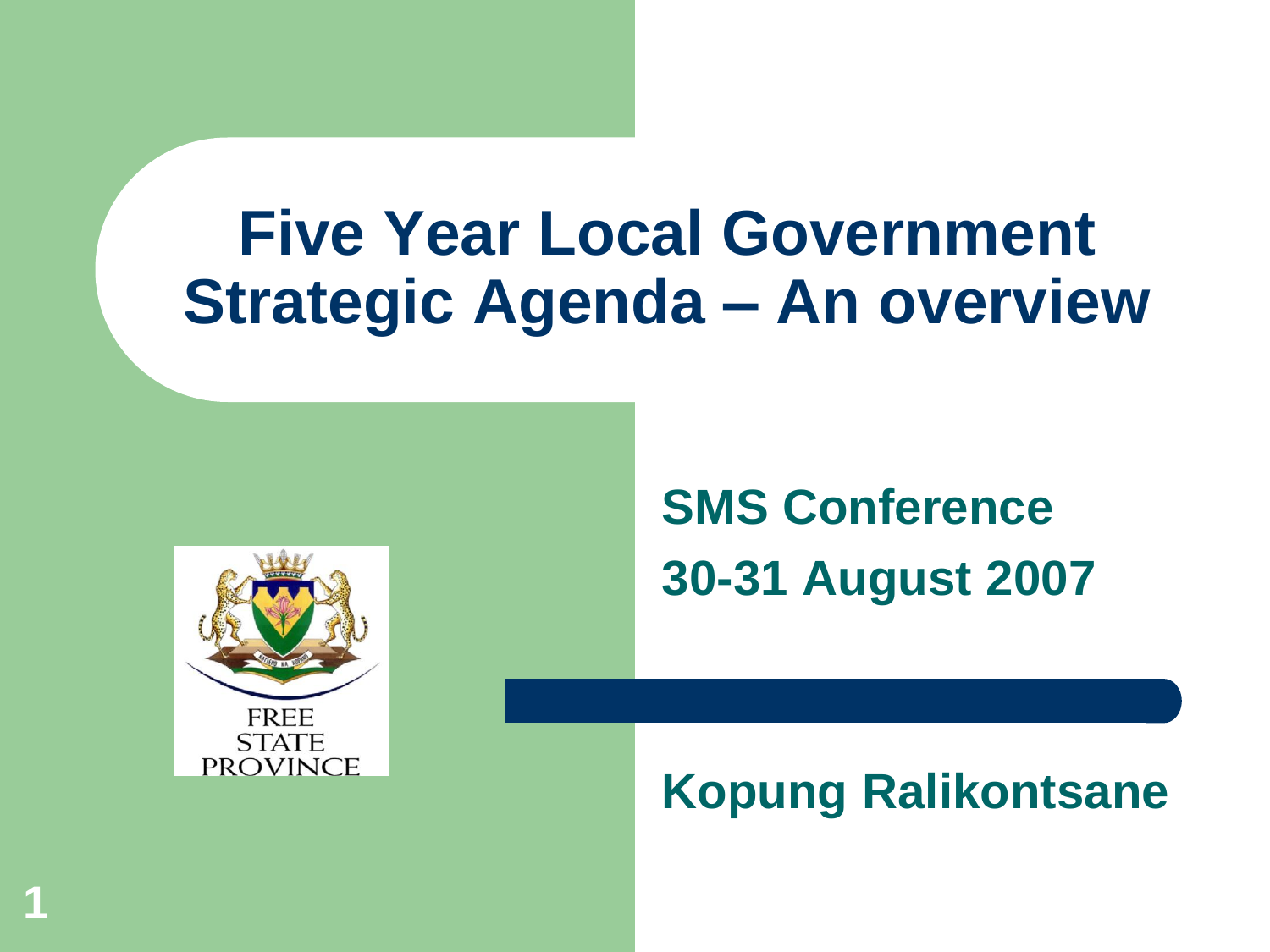# Five Year Local Government Strategic Agenda – An overview

FREE STATE PROVINCE

**SMS Conference**

**30-31 August 2007**

**Kopung Ralikontsane**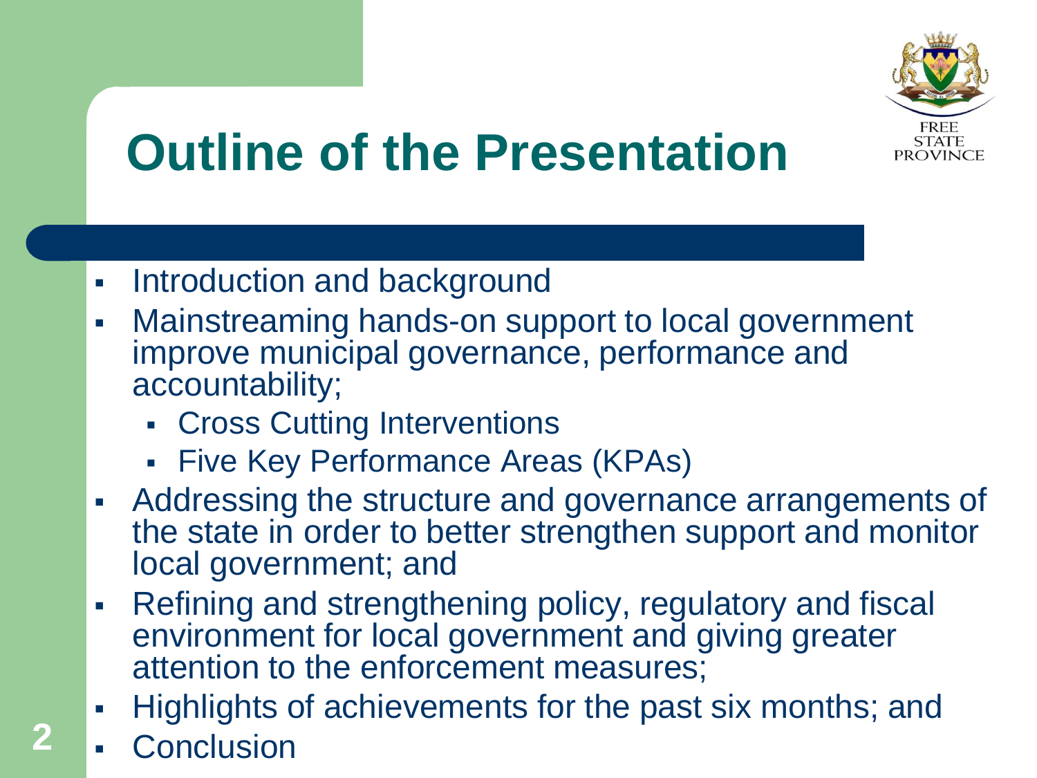# Outline of the Presentation

- Introduction and background
- Mainstreaming hands-on support to local government improve municipal governance, performance and accountability;
  - Cross Cutting Interventions
  - Five Key Performance Areas (KPAs)
- Addressing the structure and governance arrangements of the state in order to better strengthen support and monitor local government; and
- Refining and strengthening policy, regulatory and fiscal environment for local government and giving greater attention to the enforcement measures;
- Highlights of achievements for the past six months; and
- Conclusion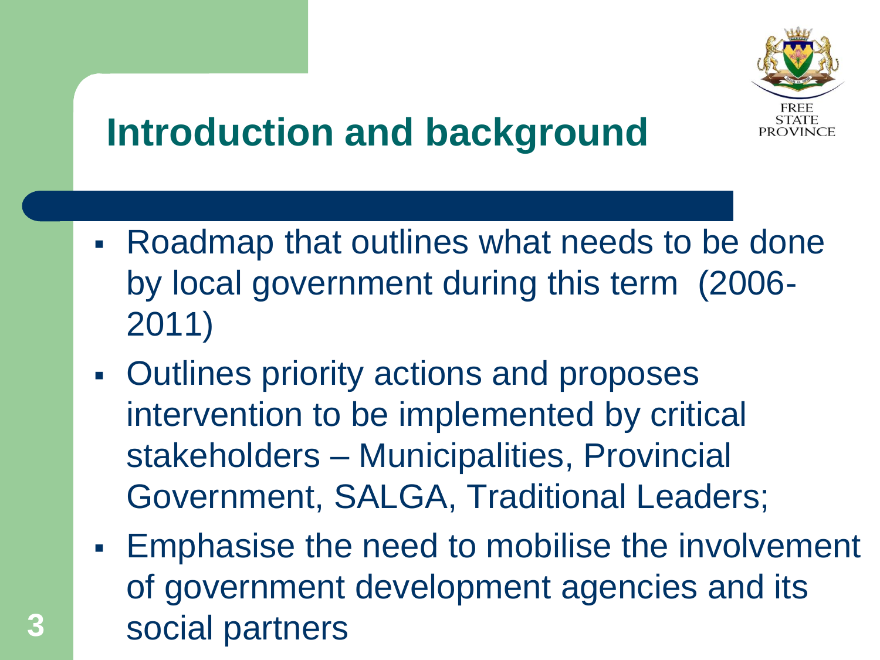# Introduction and background

- Roadmap that outlines what needs to be done by local government during this term (2006-2011)
- Outlines priority actions and proposes intervention to be implemented by critical stakeholders – Municipalities, Provincial Government, SALGA, Traditional Leaders;
- Emphasise the need to mobilise the involvement of government development agencies and its social partners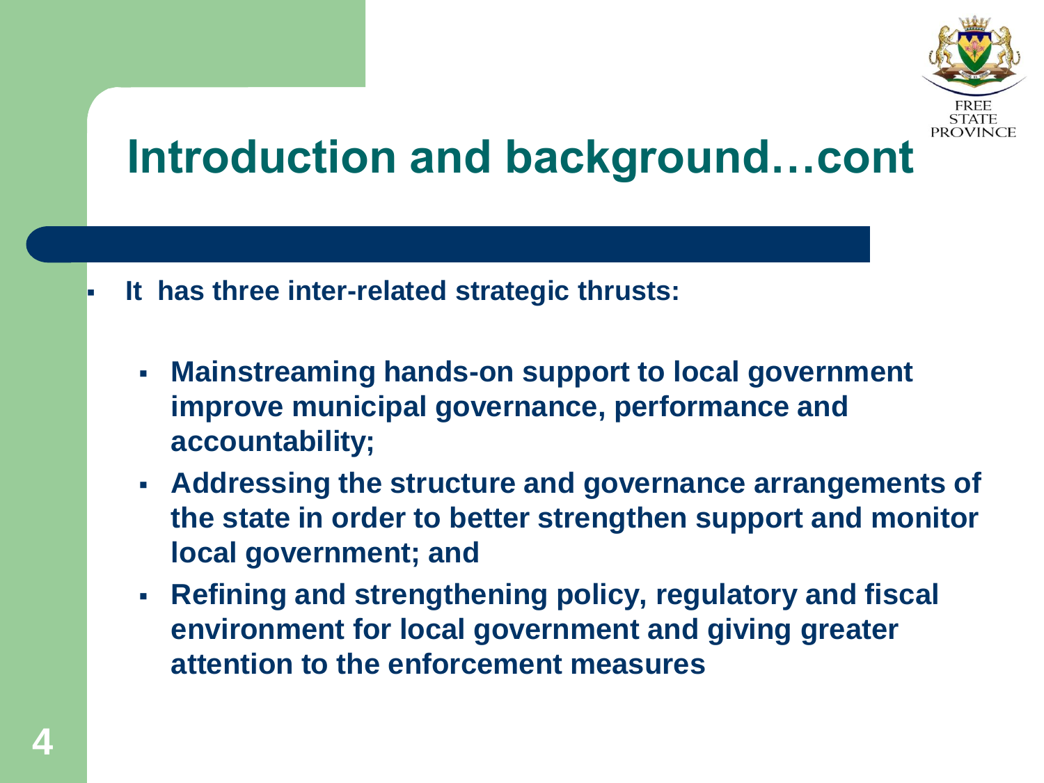# Introduction and background…cont

- **It has three inter-related strategic thrusts:**
  - **Mainstreaming hands-on support to local government improve municipal governance, performance and accountability;**
  - **Addressing the structure and governance arrangements of the state in order to better strengthen support and monitor local government; and**
  - **Refining and strengthening policy, regulatory and fiscal environment for local government and giving greater attention to the enforcement measures**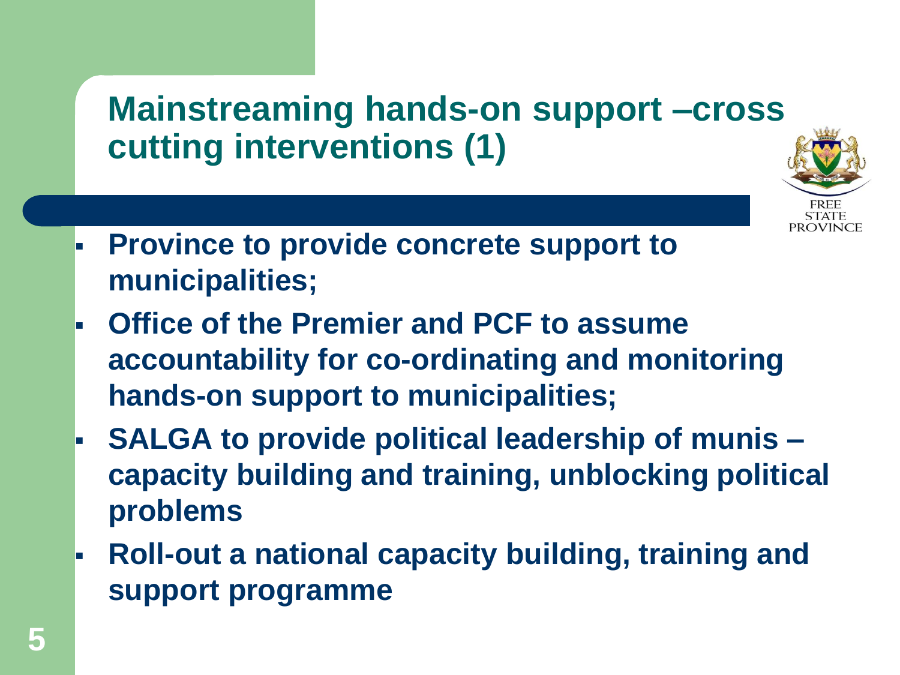## Mainstreaming hands-on support –cross cutting interventions (1)

- **Province to provide concrete support to municipalities;**
- **Office of the Premier and PCF to assume accountability for co-ordinating and monitoring hands-on support to municipalities;**
- **SALGA to provide political leadership of munis – capacity building and training, unblocking political problems**
- **Roll-out a national capacity building, training and support programme**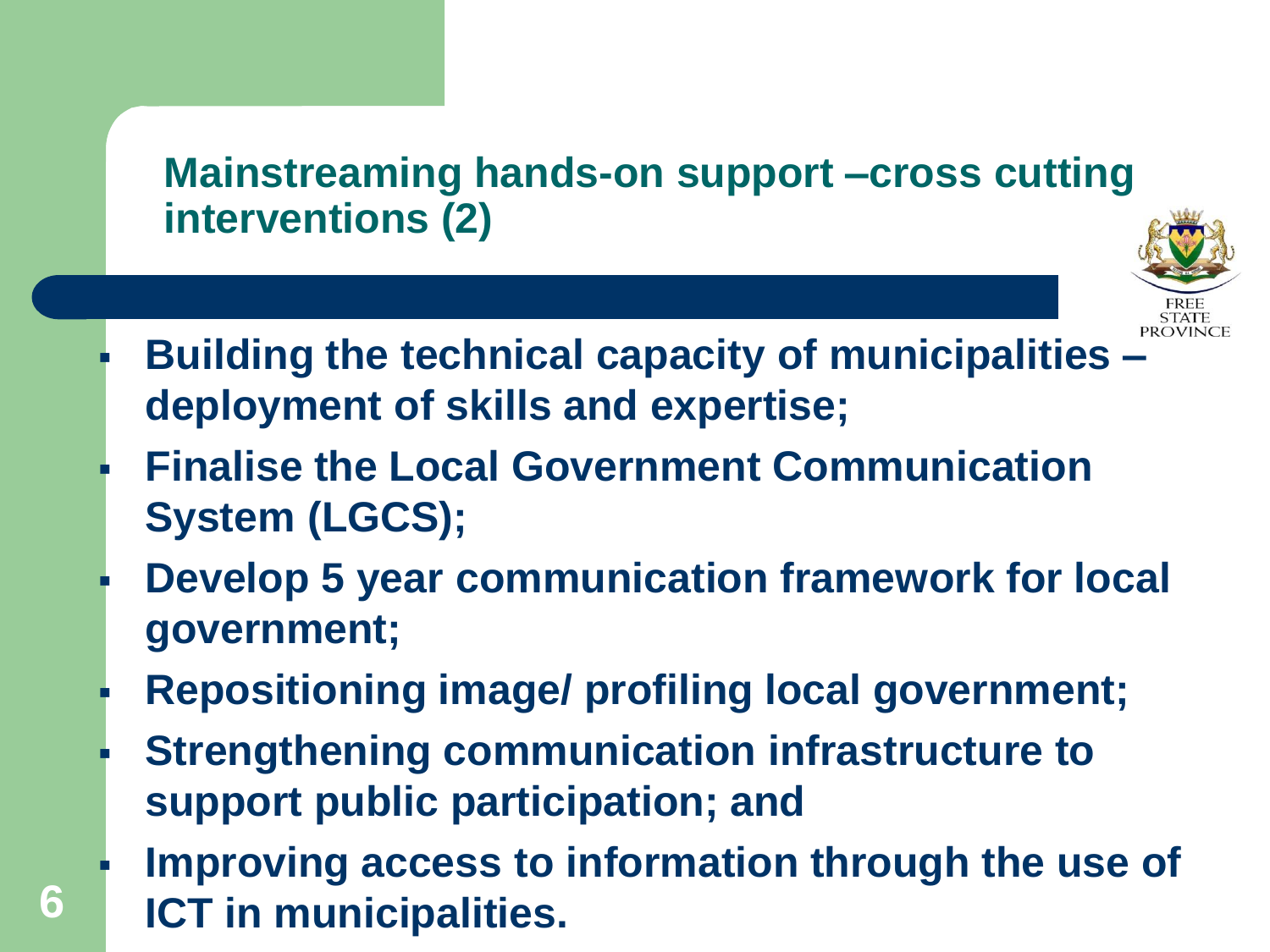## Mainstreaming hands-on support –cross cutting interventions (2)

- **Building the technical capacity of municipalities – deployment of skills and expertise;**
- **Finalise the Local Government Communication System (LGCS);**
- **Develop 5 year communication framework for local government;**
- **Repositioning image/ profiling local government;**
- **Strengthening communication infrastructure to support public participation; and**
- **Improving access to information through the use of ICT in municipalities.**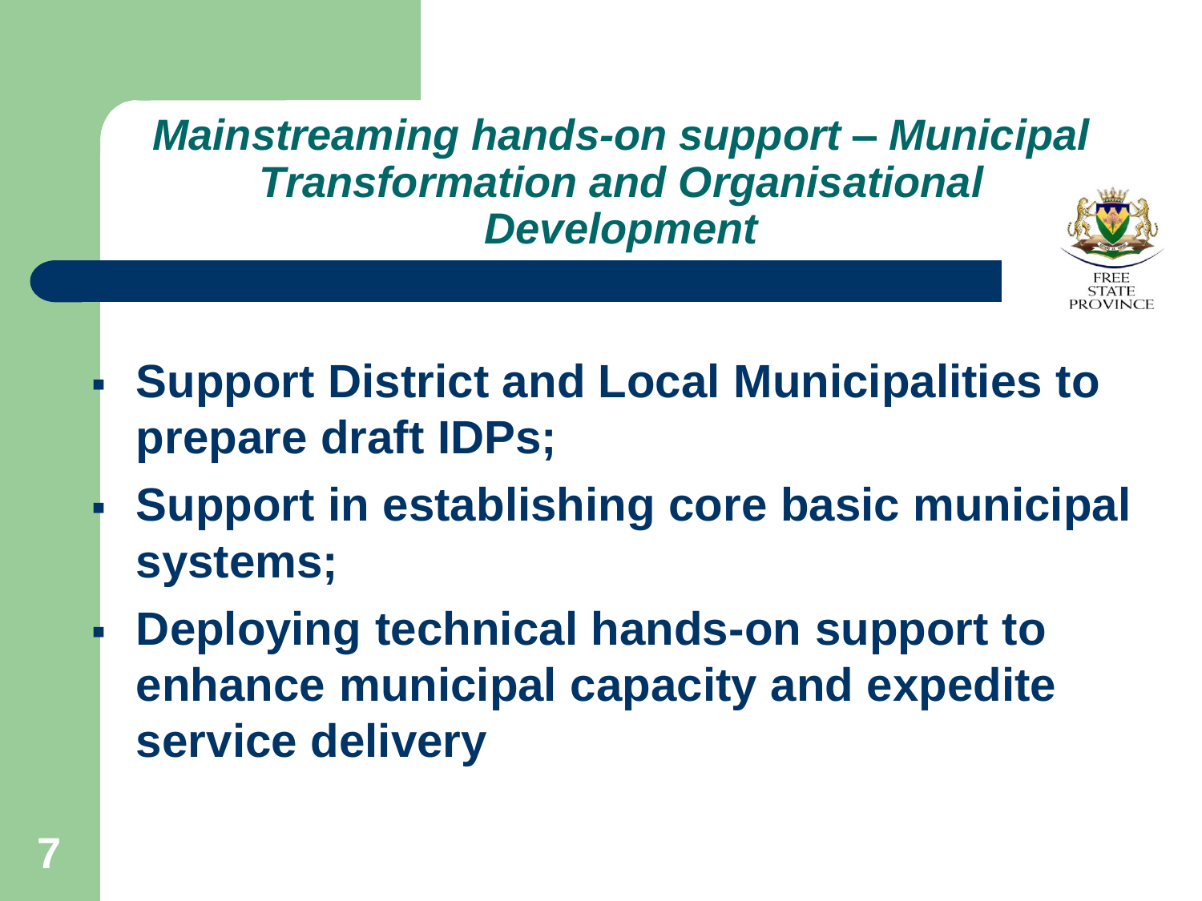## *Mainstreaming hands-on support – Municipal Transformation and Organisational Development*

- **Support District and Local Municipalities to prepare draft IDPs;**
- **Support in establishing core basic municipal systems;**
- **Deploying technical hands-on support to enhance municipal capacity and expedite service delivery**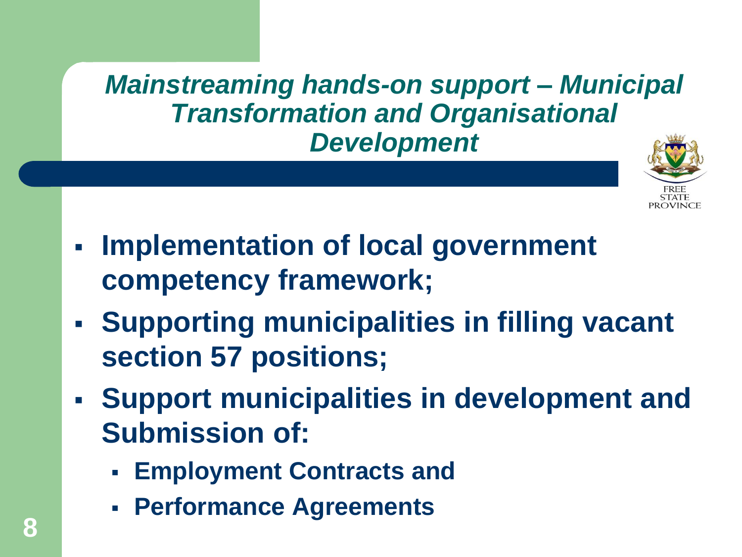## *Mainstreaming hands-on support – Municipal Transformation and Organisational Development*

FREE STATE PROVINCE

- **Implementation of local government competency framework;**
- **Supporting municipalities in filling vacant section 57 positions;**
- **Support municipalities in development and Submission of:**
  - **Employment Contracts and**
  - **Performance Agreements**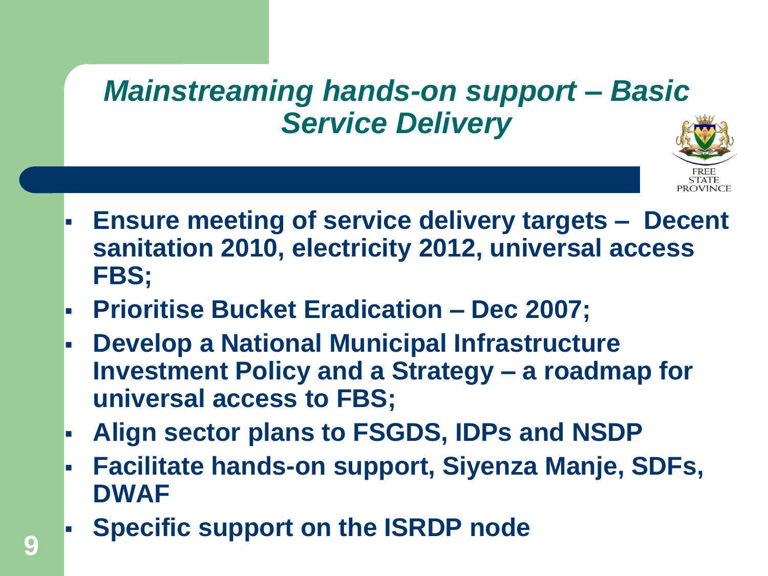# *Mainstreaming hands-on support – Basic Service Delivery*

FREE STATE PROVINCE

- **Ensure meeting of service delivery targets – Decent sanitation 2010, electricity 2012, universal access FBS;**
- **Prioritise Bucket Eradication – Dec 2007;**
- **Develop a National Municipal Infrastructure Investment Policy and a Strategy – a roadmap for universal access to FBS;**
- **Align sector plans to FSGDS, IDPs and NSDP**
- **Facilitate hands-on support, Siyenza Manje, SDFs, DWAF**
- **Specific support on the ISRDP node**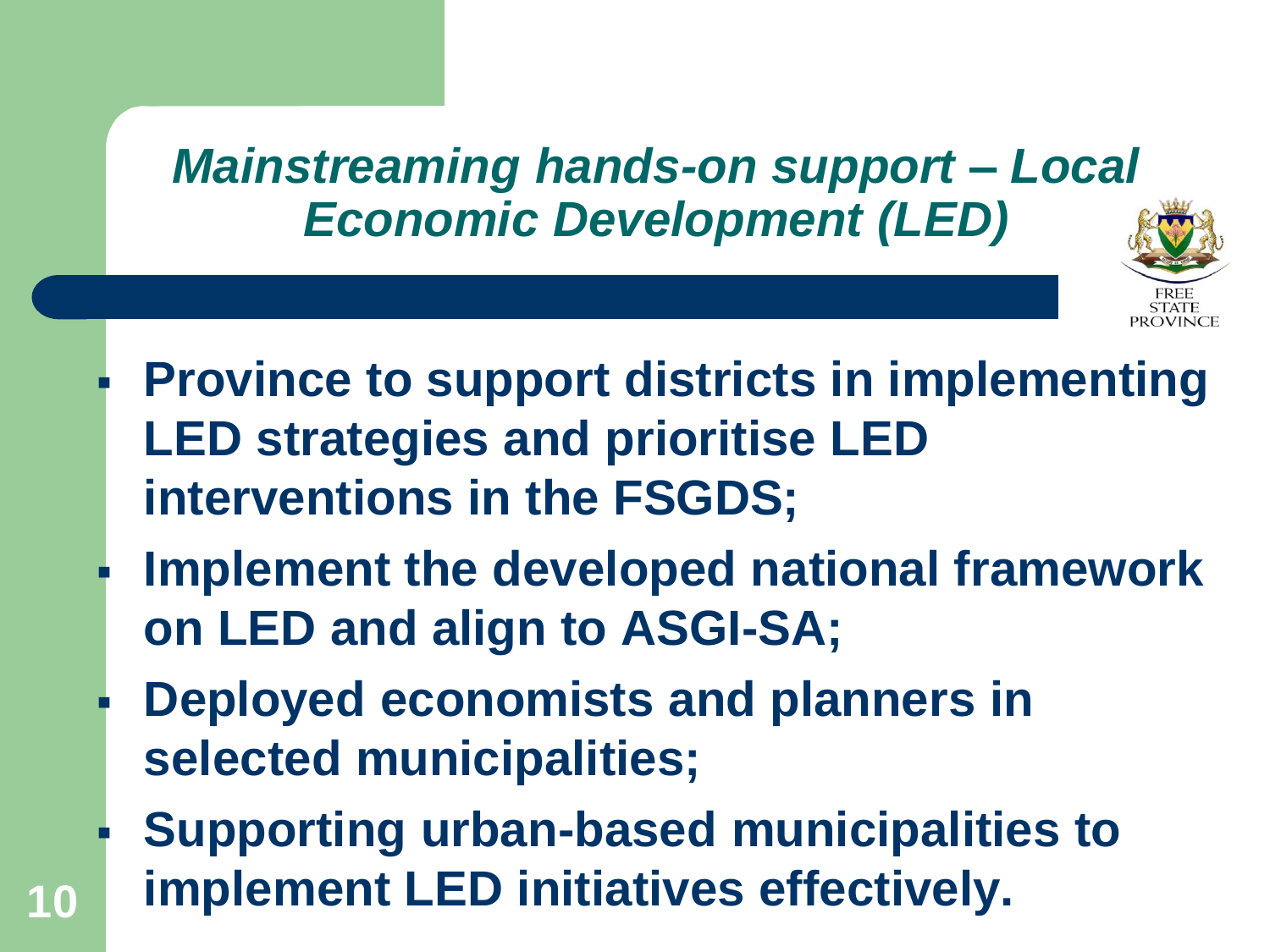## *Mainstreaming hands-on support – Local Economic Development (LED)*

- **Province to support districts in implementing LED strategies and prioritise LED interventions in the FSGDS;**
- **Implement the developed national framework on LED and align to ASGI-SA;**
- **Deployed economists and planners in selected municipalities;**
- **Supporting urban-based municipalities to implement LED initiatives effectively.**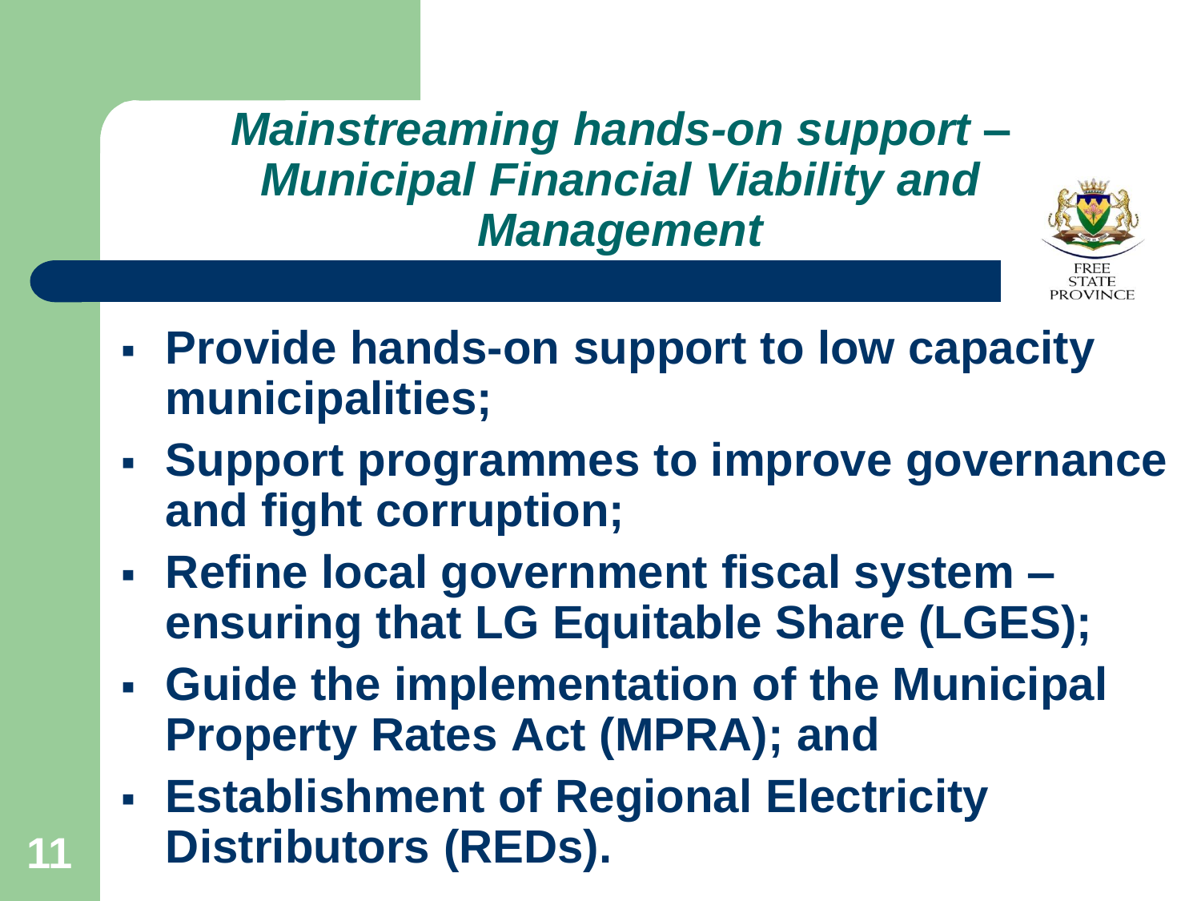## *Mainstreaming hands-on support – Municipal Financial Viability and Management*

FREE STATE PROVINCE

- **Provide hands-on support to low capacity municipalities;**
- **Support programmes to improve governance and fight corruption;**
- **Refine local government fiscal system – ensuring that LG Equitable Share (LGES);**
- **Guide the implementation of the Municipal Property Rates Act (MPRA); and**
- **Establishment of Regional Electricity Distributors (REDs).**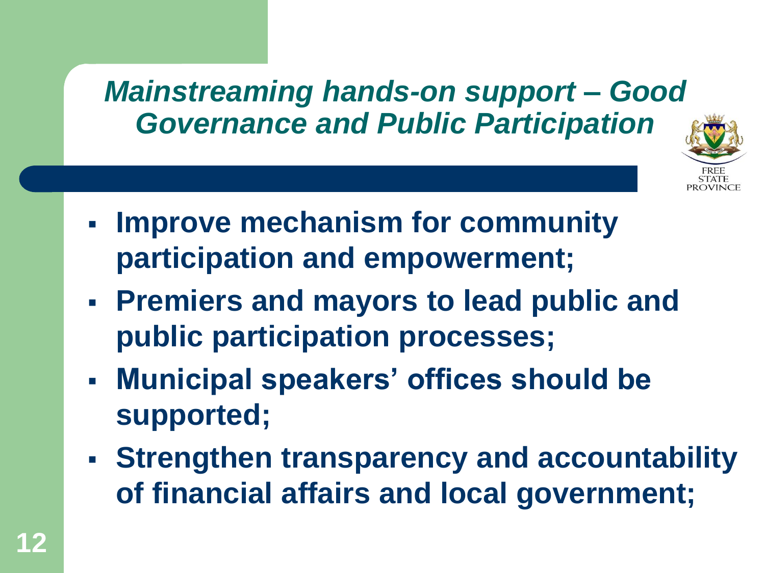## *Mainstreaming hands-on support – Good Governance and Public Participation*

- **Improve mechanism for community participation and empowerment;**
- **Premiers and mayors to lead public and public participation processes;**
- **Municipal speakers' offices should be supported;**
- **Strengthen transparency and accountability of financial affairs and local government;**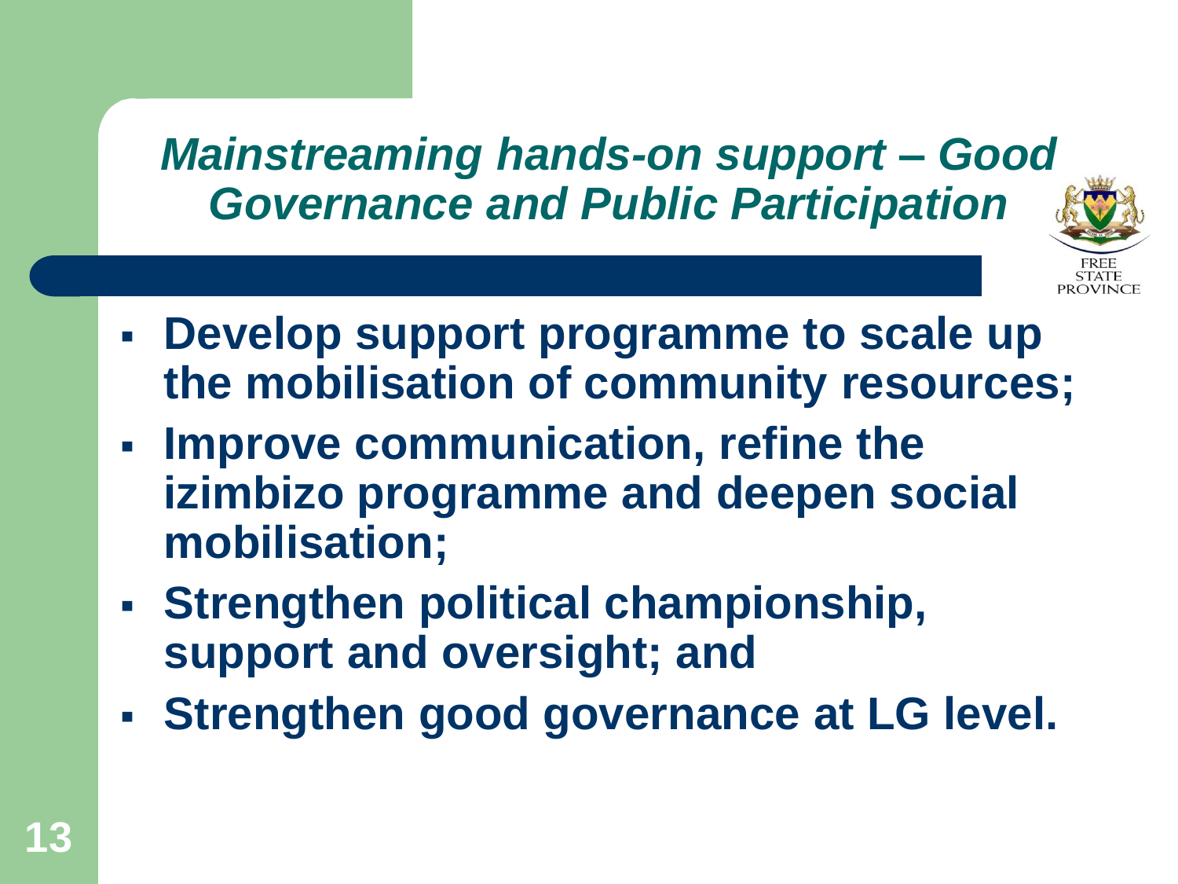## *Mainstreaming hands-on support – Good Governance and Public Participation*

FREE STATE PROVINCE

- **Develop support programme to scale up the mobilisation of community resources;**
- **Improve communication, refine the izimbizo programme and deepen social mobilisation;**
- **Strengthen political championship, support and oversight; and**
- **Strengthen good governance at LG level.**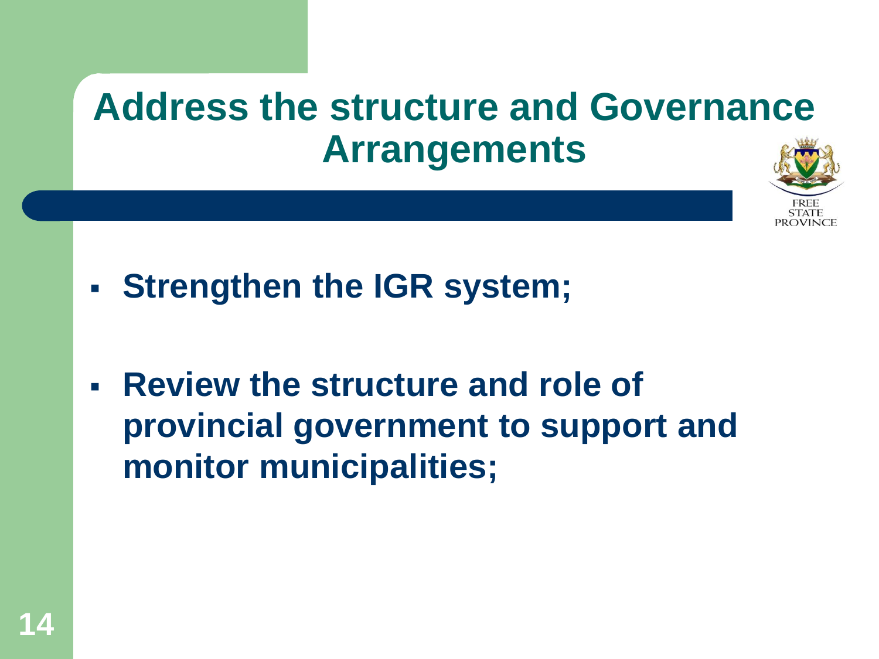# Address the structure and Governance Arrangements

- **Strengthen the IGR system;**
- **Review the structure and role of provincial government to support and monitor municipalities;**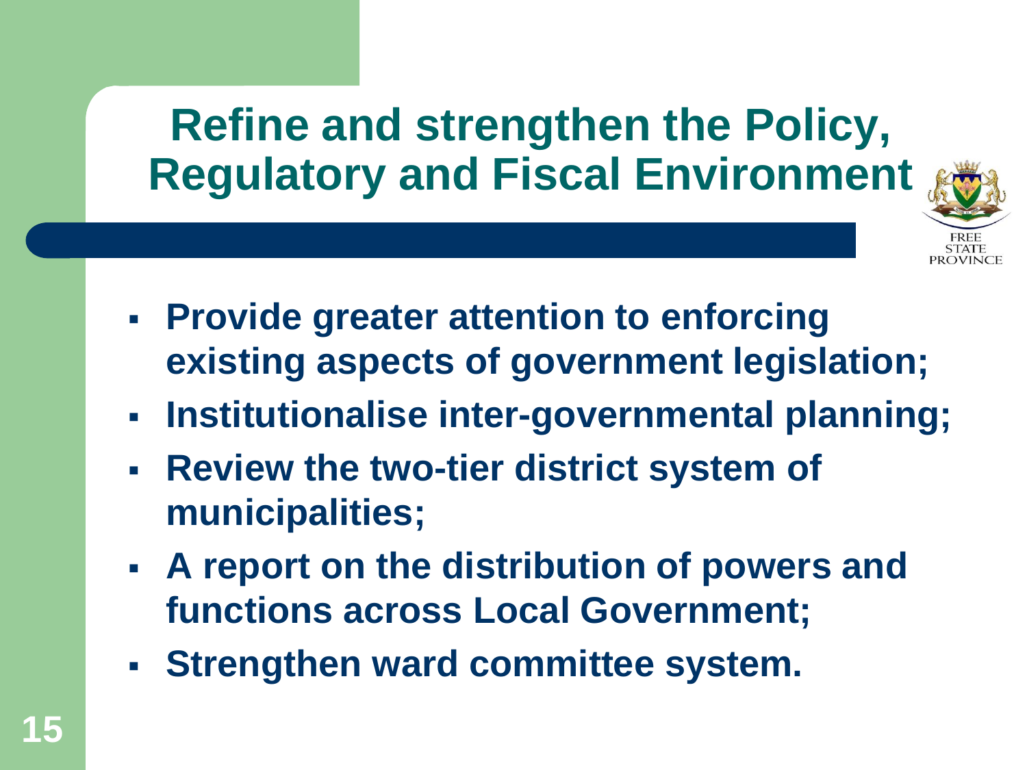# Refine and strengthen the Policy, Regulatory and Fiscal Environment

FREE STATE PROVINCE

- **Provide greater attention to enforcing existing aspects of government legislation;**
- **Institutionalise inter-governmental planning;**
- **Review the two-tier district system of municipalities;**
- **A report on the distribution of powers and functions across Local Government;**
- **Strengthen ward committee system.**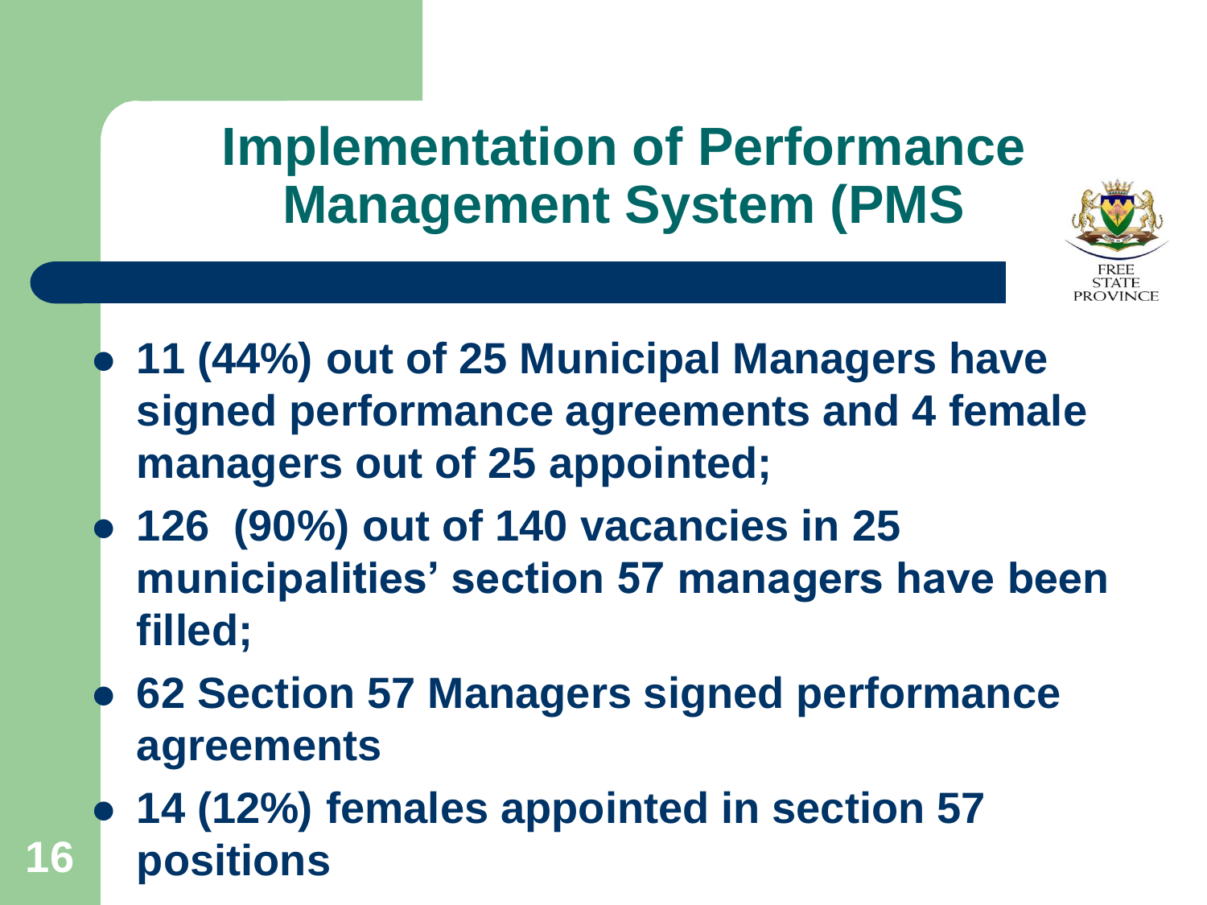# Implementation of Performance Management System (PMS

FREE STATE PROVINCE

- **11 (44%) out of 25 Municipal Managers have signed performance agreements and 4 female managers out of 25 appointed;**
- **126 (90%) out of 140 vacancies in 25 municipalities' section 57 managers have been filled;**
- **62 Section 57 Managers signed performance agreements**
- **14 (12%) females appointed in section 57 positions**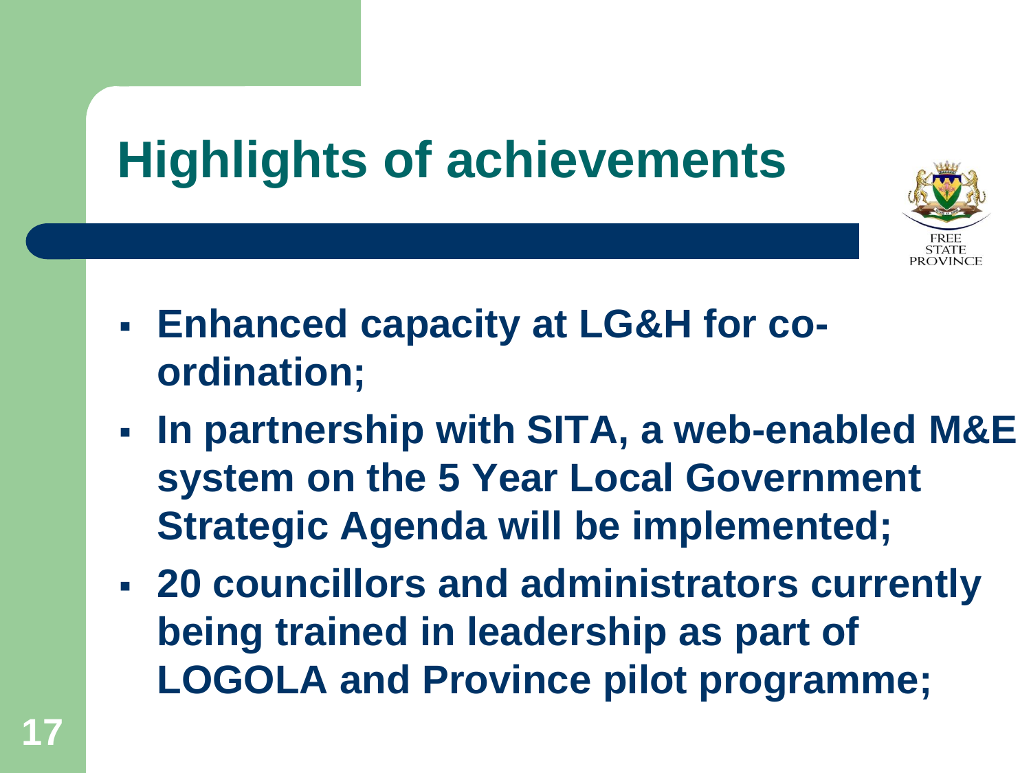# Highlights of achievements

- **Enhanced capacity at LG&H for co-ordination;**
- **In partnership with SITA, a web-enabled M&E system on the 5 Year Local Government Strategic Agenda will be implemented;**
- **20 councillors and administrators currently being trained in leadership as part of LOGOLA and Province pilot programme;**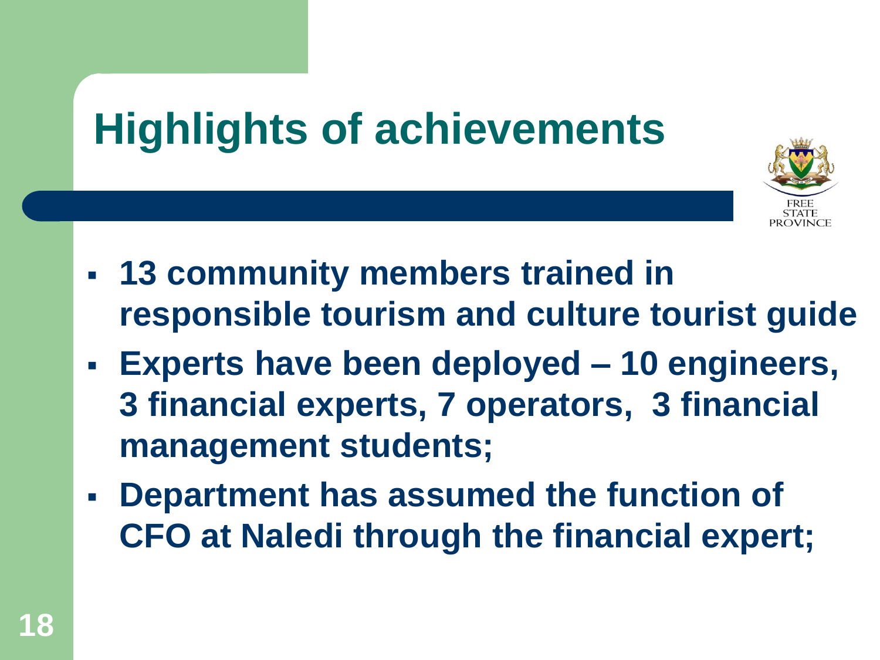# Highlights of achievements

- 13 community members trained in responsible tourism and culture tourist guide
- Experts have been deployed – 10 engineers, 3 financial experts, 7 operators, 3 financial management students;
- Department has assumed the function of CFO at Naledi through the financial expert;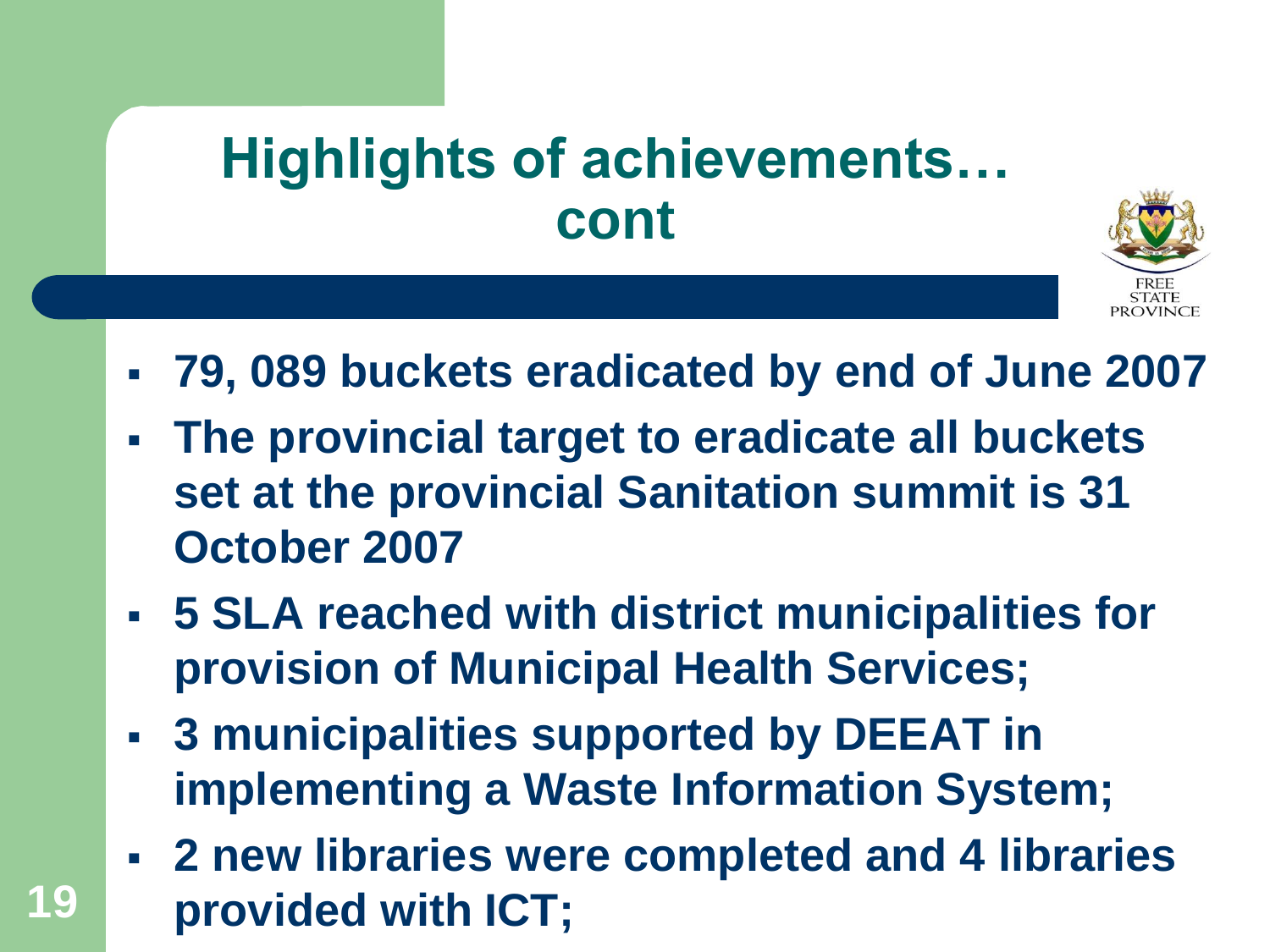# Highlights of achievements… cont

FREE STATE PROVINCE

- **79, 089 buckets eradicated by end of June 2007**
- **The provincial target to eradicate all buckets set at the provincial Sanitation summit is 31 October 2007**
- **5 SLA reached with district municipalities for provision of Municipal Health Services;**
- **3 municipalities supported by DEEAT in implementing a Waste Information System;**
- **2 new libraries were completed and 4 libraries provided with ICT;**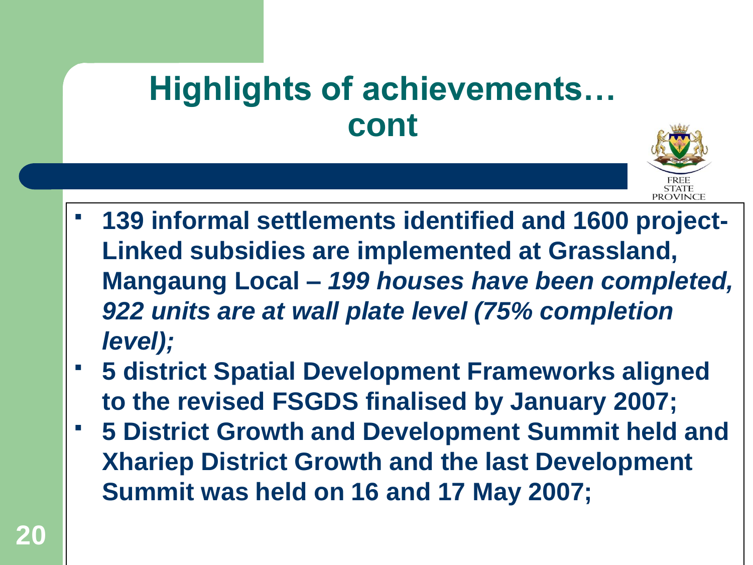# Highlights of achievements… cont

- **139 informal settlements identified and 1600 project-Linked subsidies are implemented at Grassland, Mangaung Local –** ***199 houses have been completed, 922 units are at wall plate level (75% completion level);***
- **5 district Spatial Development Frameworks aligned to the revised FSGDS finalised by January 2007;**
- **5 District Growth and Development Summit held and Xhariep District Growth and the last Development Summit was held on 16 and 17 May 2007;**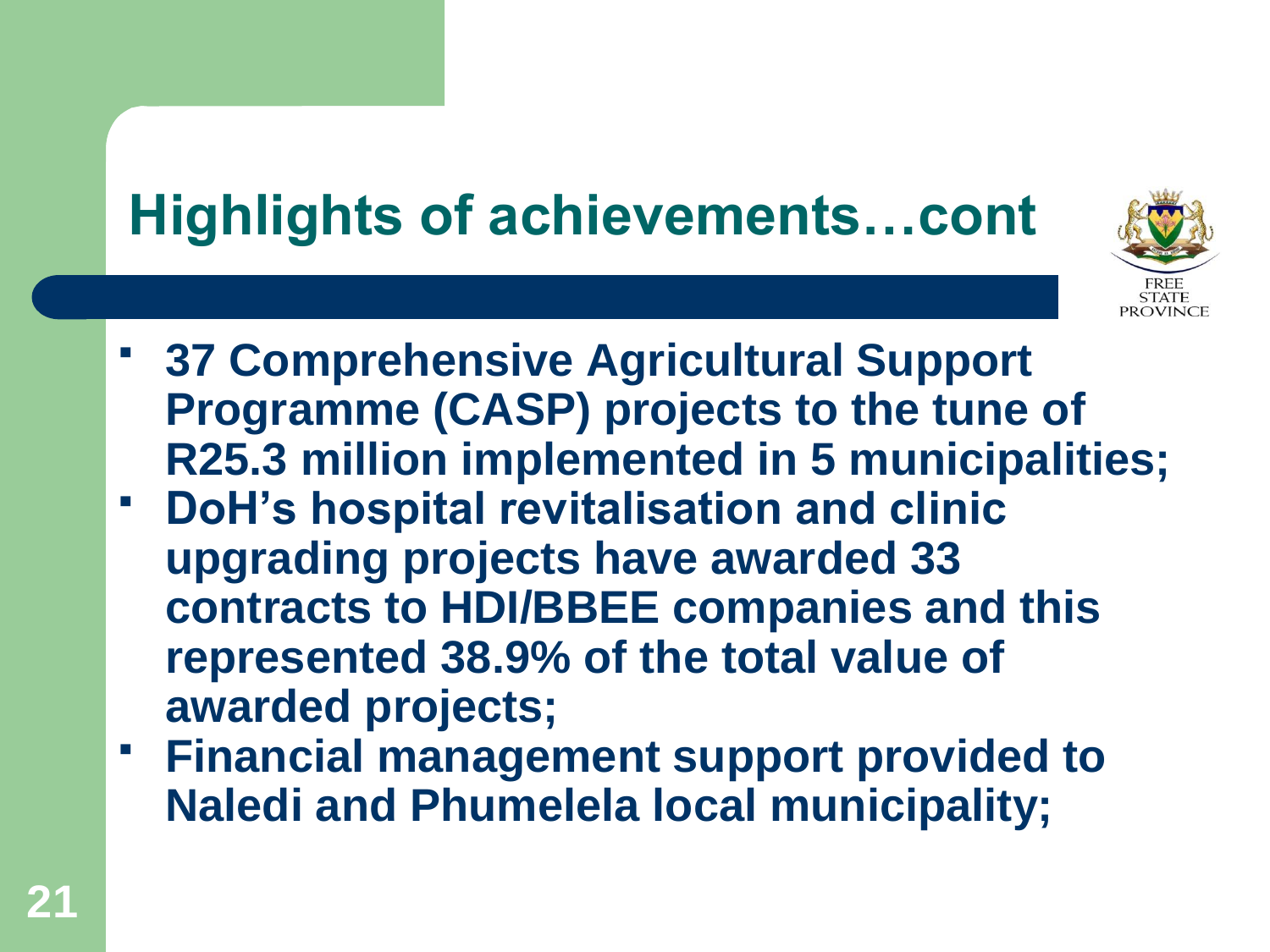# Highlights of achievements…cont

- **37 Comprehensive Agricultural Support Programme (CASP) projects to the tune of R25.3 million implemented in 5 municipalities;**
- **DoH's hospital revitalisation and clinic upgrading projects have awarded 33 contracts to HDI/BBEE companies and this represented 38.9% of the total value of awarded projects;**
- **Financial management support provided to Naledi and Phumelela local municipality;**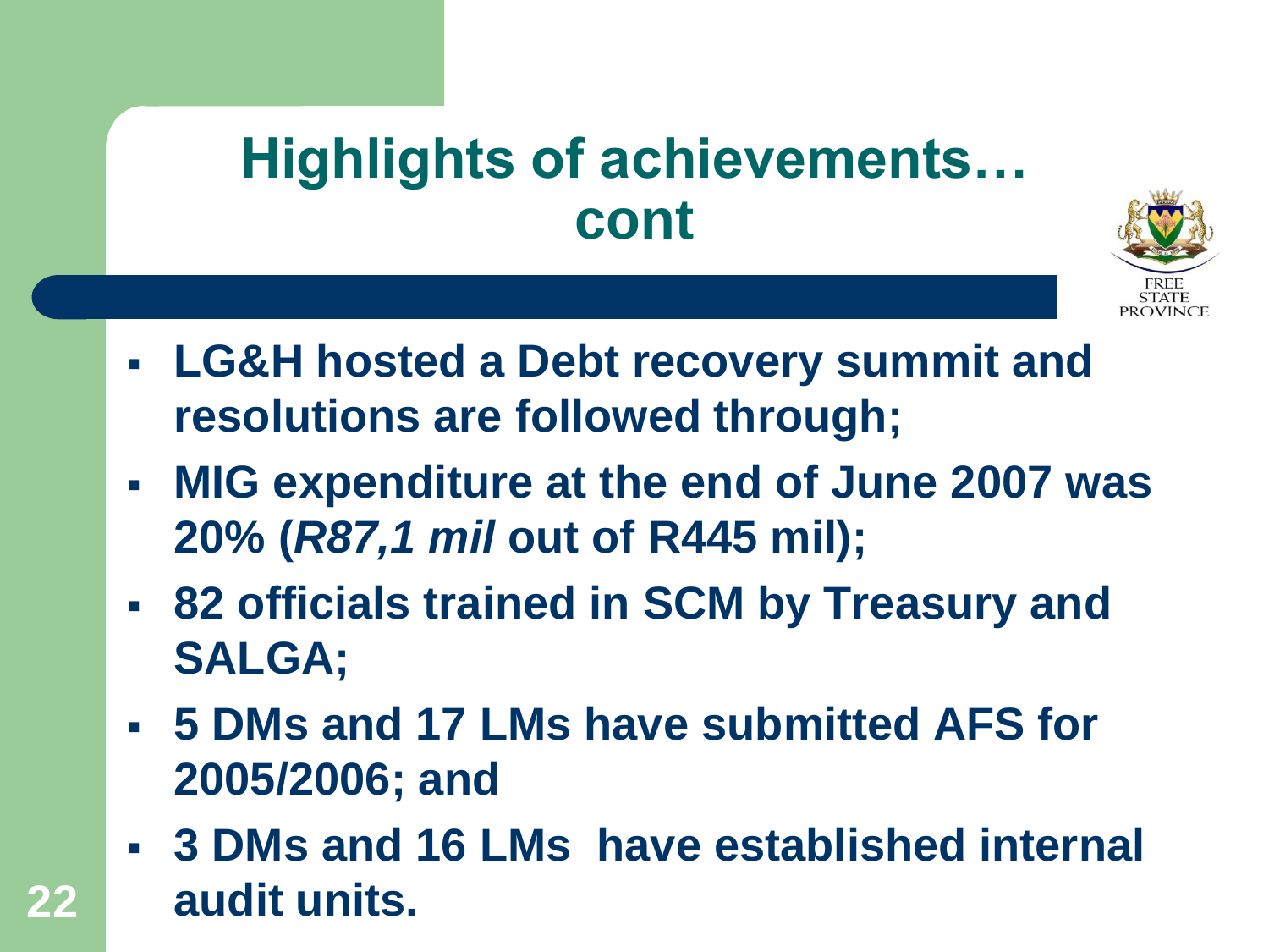# Highlights of achievements… cont

- **LG&H hosted a Debt recovery summit and resolutions are followed through;**
- **MIG expenditure at the end of June 2007 was 20% (*R87,1 mil* out of R445 mil);**
- **82 officials trained in SCM by Treasury and SALGA;**
- **5 DMs and 17 LMs have submitted AFS for 2005/2006; and**
- **3 DMs and 16 LMs have established internal audit units.**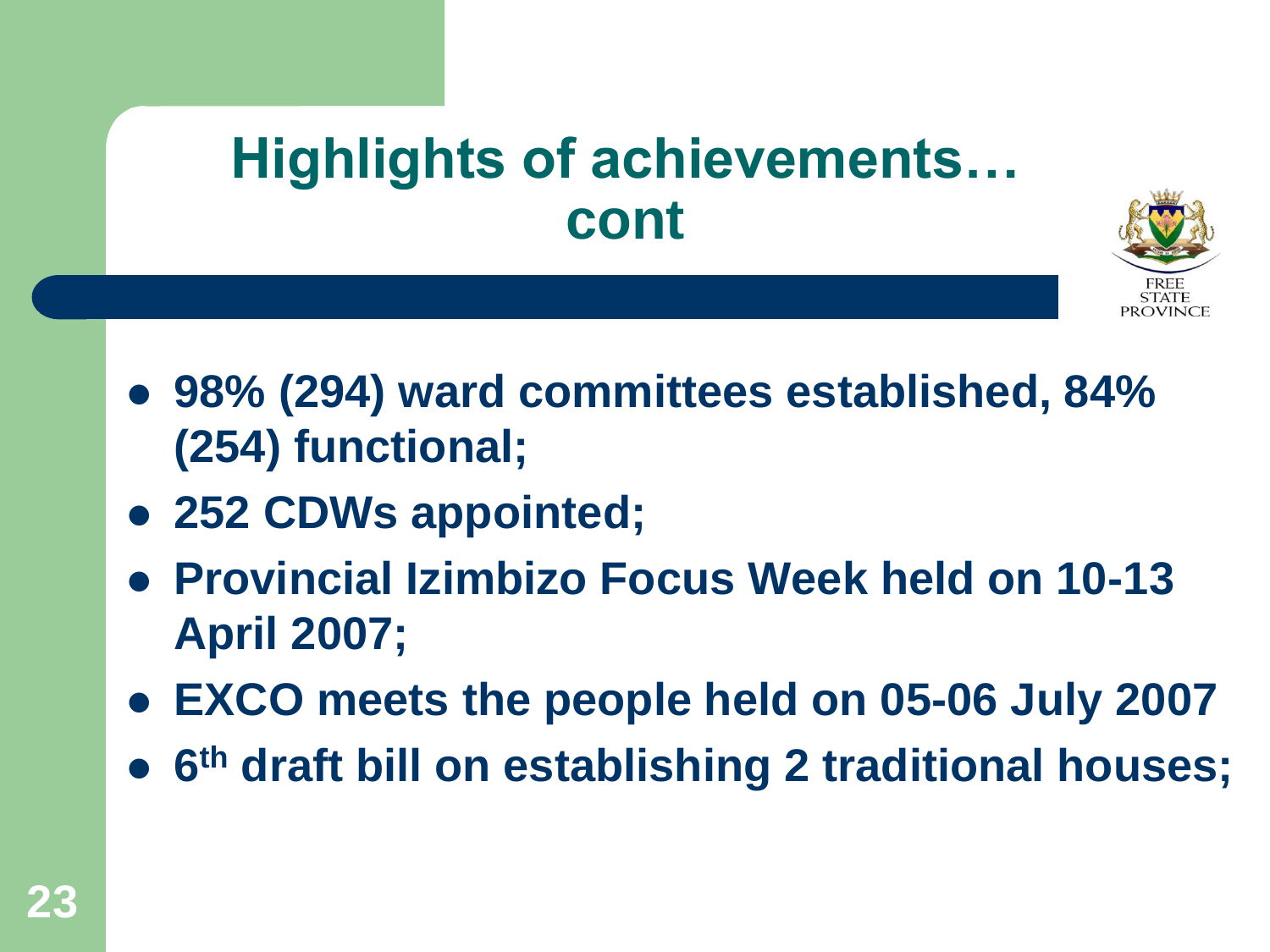## Highlights of achievements… cont

- **98% (294) ward committees established, 84% (254) functional;**
- **252 CDWs appointed;**
- **Provincial Izimbizo Focus Week held on 10-13 April 2007;**
- **EXCO meets the people held on 05-06 July 2007**
- **6th draft bill on establishing 2 traditional houses;**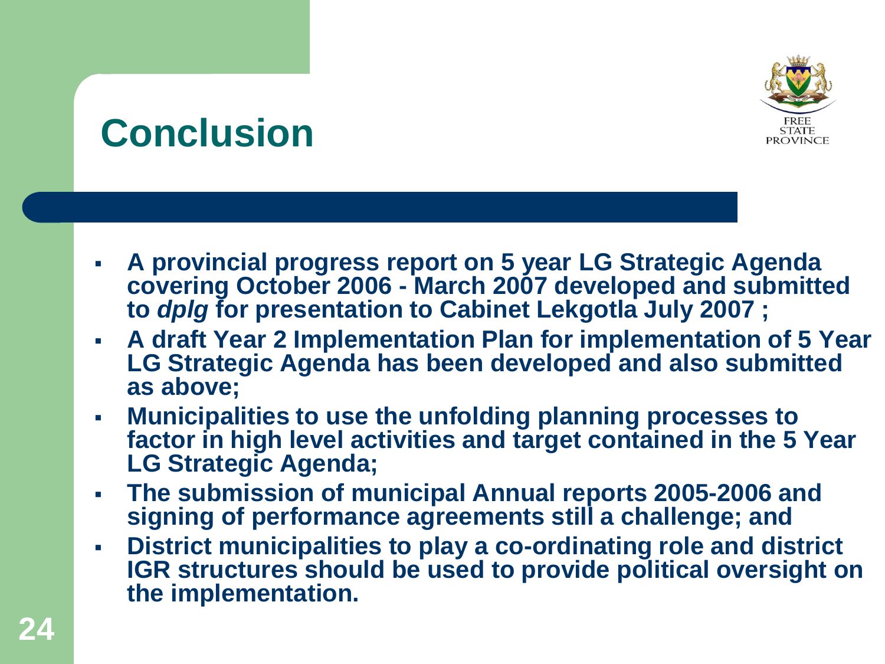# Conclusion

- **A provincial progress report on 5 year LG Strategic Agenda covering October 2006 - March 2007 developed and submitted to *dplg* for presentation to Cabinet Lekgotla July 2007 ;**
- **A draft Year 2 Implementation Plan for implementation of 5 Year LG Strategic Agenda has been developed and also submitted as above;**
- **Municipalities to use the unfolding planning processes to factor in high level activities and target contained in the 5 Year LG Strategic Agenda;**
- **The submission of municipal Annual reports 2005-2006 and signing of performance agreements still a challenge; and**
- **District municipalities to play a co-ordinating role and district IGR structures should be used to provide political oversight on the implementation.**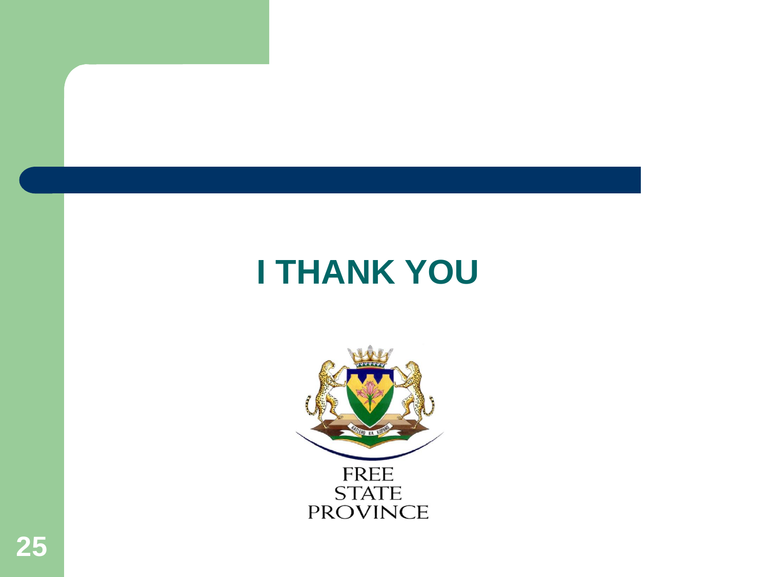# I THANK YOU

FREE
STATE
PROVINCE